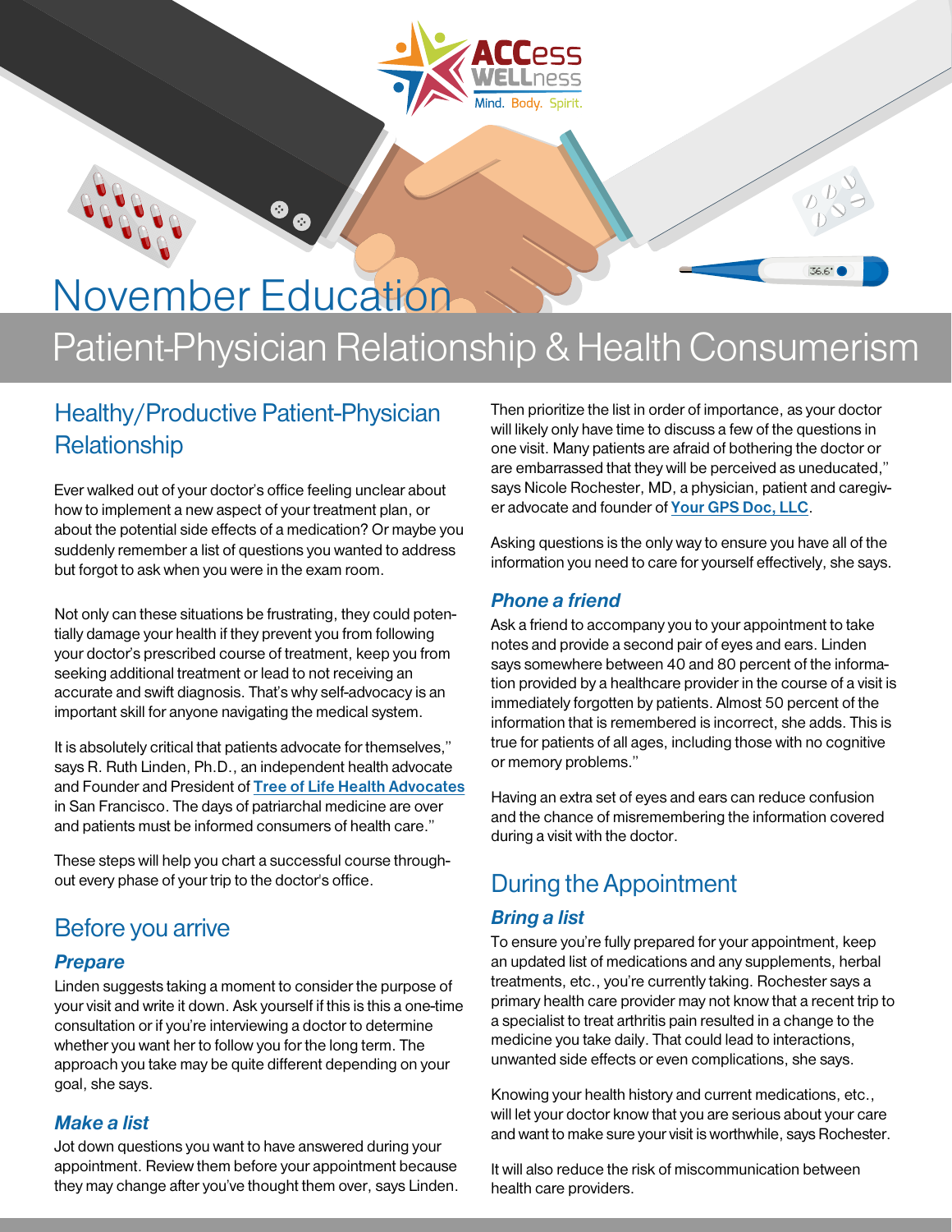# November Education

## Patient-Physician Relationship & Health Consumerism

## Healthy/Productive Patient-Physician Relationship

Ever walked out of your doctor's office feeling unclear about how to implement a new aspect of your treatment plan, or about the potential side effects of a medication? Or maybe you suddenly remember a list of questions you wanted to address but forgot to ask when you were in the exam room.

Not only can these situations be frustrating, they could potentially damage your health if they prevent you from following your doctor's prescribed course of treatment, keep you from seeking additional treatment or lead to not receiving an accurate and swift diagnosis. That's why self-advocacy is an important skill for anyone navigating the medical system.

It is absolutely critical that patients advocate for themselves," says R. Ruth Linden, Ph.D., an independent health advocate and Founder and President of **Tree of Life Health Advocates** in San Francisco. The days of patriarchal medicine are over and patients must be informed consumers of health care."

These steps will help you chart a successful course throughout every phase of your trip to the doctor's office.

## Before you arrive

### *Prepare*

Linden suggests taking a moment to consider the purpose of your visit and write it down. Ask yourself if this is this a one-time consultation or if you're interviewing a doctor to determine whether you want her to follow you for the long term. The approach you take may be quite different depending on your goal, she says.

### *Make a list*

Jot down questions you want to have answered during your appointment. Review them before your appointment because they may change after you've thought them over, says Linden. Then prioritize the list in order of importance, as your doctor will likely only have time to discuss a few of the questions in one visit. Many patients are afraid of bothering the doctor or are embarrassed that they will be perceived as uneducated," says Nicole Rochester, MD, a physician, patient and caregiver advocate and founder of **Your GPS Doc, LLC**.

Asking questions is the only way to ensure you have all of the information you need to care for yourself effectively, she says.

### *Phone a friend*

Ask a friend to accompany you to your appointment to take notes and provide a second pair of eyes and ears. Linden says somewhere between 40 and 80 percent of the information provided by a healthcare provider in the course of a visit is immediately forgotten by patients. Almost 50 percent of the information that is remembered is incorrect, she adds. This is true for patients of all ages, including those with no cognitive or memory problems."

Having an extra set of eyes and ears can reduce confusion and the chance of misremembering the information covered during a visit with the doctor.

## During the Appointment

### *Bring a list*

To ensure you're fully prepared for your appointment, keep an updated list of medications and any supplements, herbal treatments, etc., you're currently taking. Rochester says a primary health care provider may not know that a recent trip to a specialist to treat arthritis pain resulted in a change to the medicine you take daily. That could lead to interactions, unwanted side effects or even complications, she says.

Knowing your health history and current medications, etc., will let your doctor know that you are serious about your care and want to make sure your visit is worthwhile, says Rochester.

It will also reduce the risk of miscommunication between health care providers.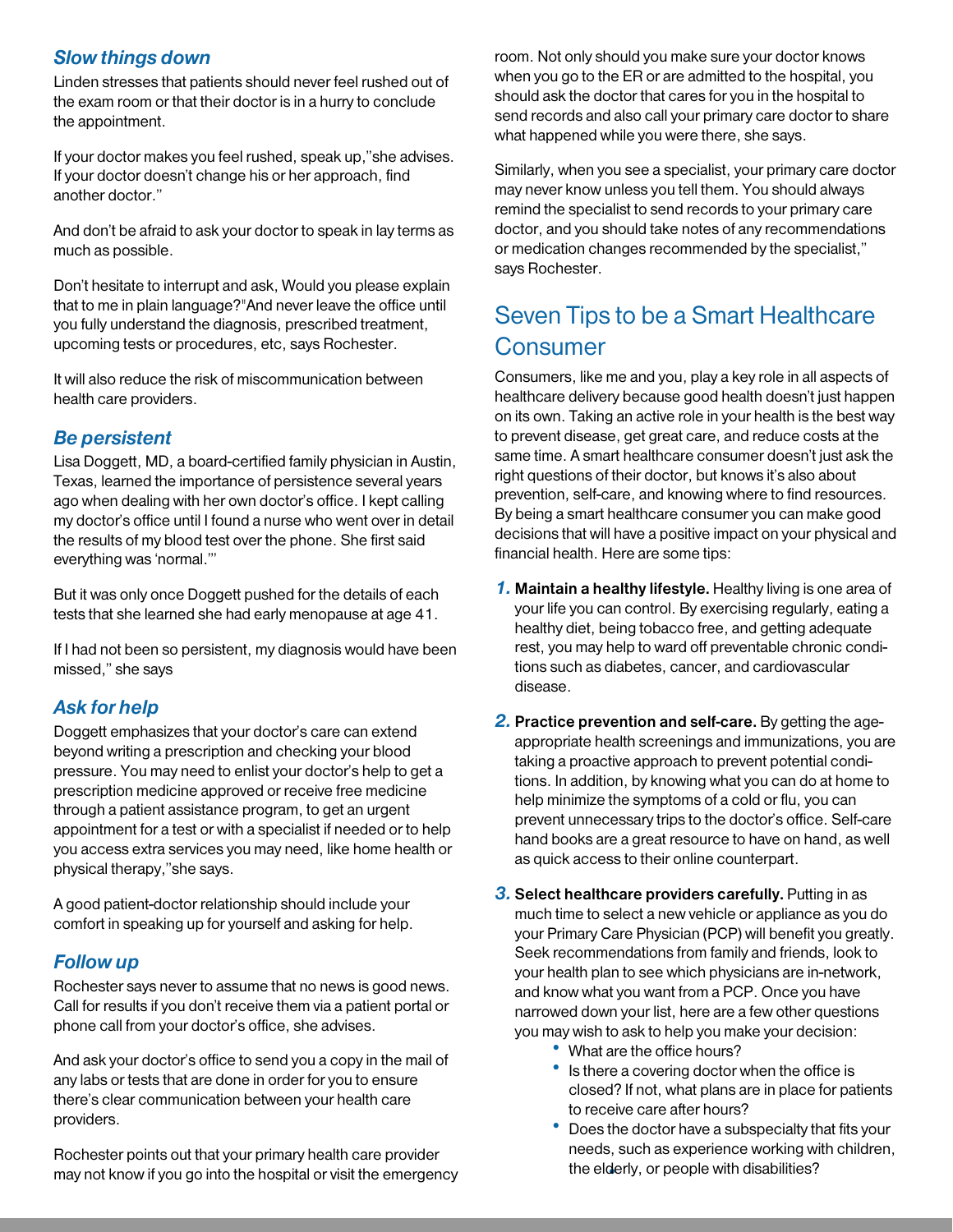### *Slow things down*

Linden stresses that patients should never feel rushed out of the exam room or that their doctor is in a hurry to conclude the appointment.

If your doctor makes you feel rushed, speak up,"she advises. If your doctor doesn't change his or her approach, find another doctor."

And don't be afraid to ask your doctor to speak in lay terms as much as possible.

Don't hesitate to interrupt and ask, Would you please explain that to me in plain language?"And never leave the office until you fully understand the diagnosis, prescribed treatment, upcoming tests or procedures, etc, says Rochester.

It will also reduce the risk of miscommunication between health care providers.

### *Be persistent*

Lisa Doggett, MD, a board-certified family physician in Austin, Texas, learned the importance of persistence several years ago when dealing with her own doctor's office. I kept calling my doctor's office until I found a nurse who went over in detail the results of my blood test over the phone. She first said everything was 'normal.'"

But it was only once Doggett pushed for the details of each tests that she learned she had early menopause at age 41.

If I had not been so persistent, my diagnosis would have been missed," she says

### *Ask for help*

Doggett emphasizes that your doctor's care can extend beyond writing a prescription and checking your blood pressure. You may need to enlist your doctor's help to get a prescription medicine approved or receive free medicine through a patient assistance program, to get an urgent appointment for a test or with a specialist if needed or to help you access extra services you may need, like home health or physical therapy,"she says.

A good patient-doctor relationship should include your comfort in speaking up for yourself and asking for help.

### *Follow up*

Rochester says never to assume that no news is good news. Call for results if you don't receive them via a patient portal or phone call from your doctor's office, she advises.

And ask your doctor's office to send you a copy in the mail of any labs or tests that are done in order for you to ensure there's clear communication between your health care providers.

Rochester points out that your primary health care provider may not know if you go into the hospital or visit the emergency room. Not only should you make sure your doctor knows when you go to the ER or are admitted to the hospital, you should ask the doctor that cares for you in the hospital to send records and also call your primary care doctor to share what happened while you were there, she says.

Similarly, when you see a specialist, your primary care doctor may never know unless you tell them. You should always remind the specialist to send records to your primary care doctor, and you should take notes of any recommendations or medication changes recommended by the specialist," says Rochester.

## Seven Tips to be a Smart Healthcare Consumer

Consumers, like me and you, play a key role in all aspects of healthcare delivery because good health doesn't just happen on its own. Taking an active role in your health is the best way to prevent disease, get great care, and reduce costs at the same time. A smart healthcare consumer doesn't just ask the right questions of their doctor, but knows it's also about prevention, self-care, and knowing where to find resources. By being a smart healthcare consumer you can make good decisions that will have a positive impact on your physical and financial health. Here are some tips:

1. **Maintain a healthy lifestyle.** Healthy living is one area of your life you can control. By exercising regularly, eating a healthy diet, being tobacco free, and getting adequate rest, you may help to ward off preventable chronic conditions such as diabetes, cancer, and cardiovascular disease.

2. **Practice prevention and self-care.** By getting the age-appropriate health screenings and immunizations, you are taking a proactive approach to prevent potential conditions. In addition, by knowing what you can do at home to help minimize the symptoms of a cold or flu, you can prevent unnecessary trips to the doctor's office. Self-care hand books are a great resource to have on hand, as well as quick access to their online counterpart.

3. **Select healthcare providers carefully.** Putting in as much time to select a new vehicle or appliance as you do your Primary Care Physician (PCP) will benefit you greatly. Seek recommendations from family and friends, look to your health plan to see which physicians are in-network, and know what you want from a PCP. Once you have narrowed down your list, here are a few other questions you may wish to ask to help you make your decision:
   - What are the office hours?
   - Is there a covering doctor when the office is closed? If not, what plans are in place for patients to receive care after hours?
   - Does the doctor have a subspecialty that fits your needs, such as experience working with children, the elderly, or people with disabilities?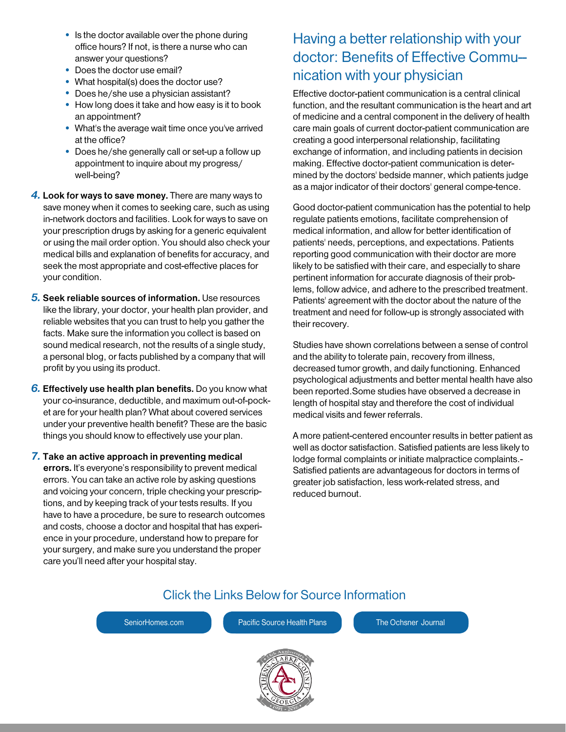- Is the doctor available over the phone during office hours? If not, is there a nurse who can answer your questions?
- Does the doctor use email?
- What hospital(s) does the doctor use?
- Does he/she use a physician assistant?
- How long does it take and how easy is it to book an appointment?
- What's the average wait time once you've arrived at the office?
- Does he/she generally call or set-up a follow up appointment to inquire about my progress/ well-being?

4. **Look for ways to save money.** There are many ways to save money when it comes to seeking care, such as using in-network doctors and facilities. Look for ways to save on your prescription drugs by asking for a generic equivalent or using the mail order option. You should also check your medical bills and explanation of benefits for accuracy, and seek the most appropriate and cost-effective places for your condition.

5. **Seek reliable sources of information.** Use resources like the library, your doctor, your health plan provider, and reliable websites that you can trust to help you gather the facts. Make sure the information you collect is based on sound medical research, not the results of a single study, a personal blog, or facts published by a company that will profit by you using its product.

6. **Effectively use health plan benefits.** Do you know what your co-insurance, deductible, and maximum out-of-pocket are for your health plan? What about covered services under your preventive health benefit? These are the basic things you should know to effectively use your plan.

7. **Take an active approach in preventing medical errors.** It's everyone's responsibility to prevent medical errors. You can take an active role by asking questions and voicing your concern, triple checking your prescriptions, and by keeping track of your tests results. If you have to have a procedure, be sure to research outcomes and costs, choose a doctor and hospital that has experience in your procedure, understand how to prepare for your surgery, and make sure you understand the proper care you'll need after your hospital stay.

## Having a better relationship with your doctor: Benefits of Effective Commu–nication with your physician

Effective doctor-patient communication is a central clinical function, and the resultant communication is the heart and art of medicine and a central component in the delivery of health care main goals of current doctor-patient communication are creating a good interpersonal relationship, facilitating exchange of information, and including patients in decision making. Effective doctor-patient communication is determined by the doctors' bedside manner, which patients judge as a major indicator of their doctors' general compe-tence.

Good doctor-patient communication has the potential to help regulate patients emotions, facilitate comprehension of medical information, and allow for better identification of patients' needs, perceptions, and expectations. Patients reporting good communication with their doctor are more likely to be satisfied with their care, and especially to share pertinent information for accurate diagnosis of their problems, follow advice, and adhere to the prescribed treatment. Patients' agreement with the doctor about the nature of the treatment and need for follow-up is strongly associated with their recovery.

Studies have shown correlations between a sense of control and the ability to tolerate pain, recovery from illness, decreased tumor growth, and daily functioning. Enhanced psychological adjustments and better mental health have also been reported.Some studies have observed a decrease in length of hospital stay and therefore the cost of individual medical visits and fewer referrals.

A more patient-centered encounter results in better patient as well as doctor satisfaction. Satisfied patients are less likely to lodge formal complaints or initiate malpractice complaints.- Satisfied patients are advantageous for doctors in terms of greater job satisfaction, less work-related stress, and reduced burnout.

## Click the Links Below for Source Information

SeniorHomes.com

Pacific Source Health Plans

The Ochsner Journal